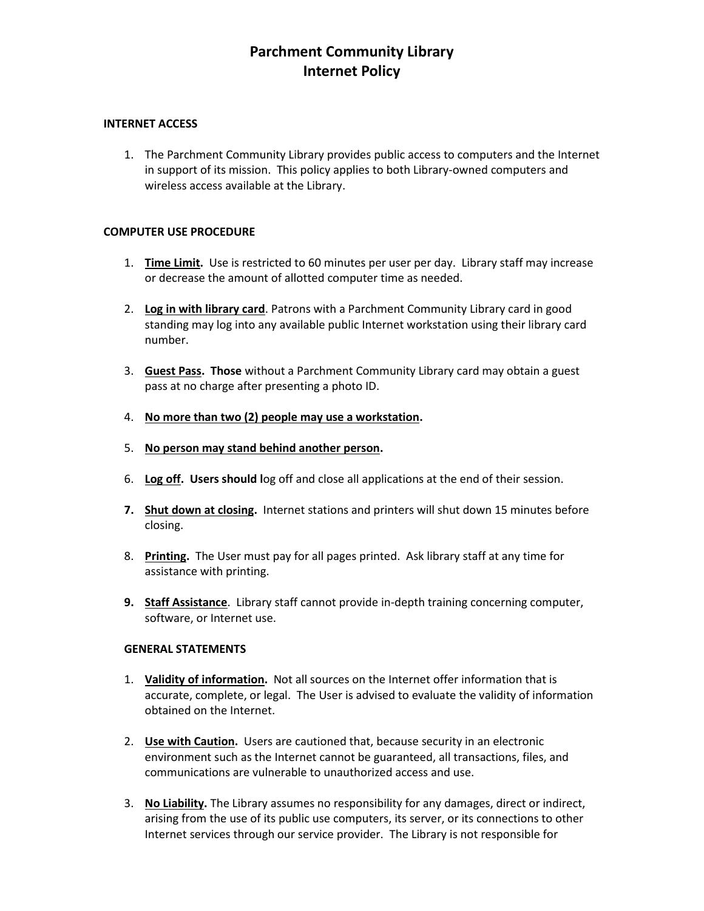# Parchment Community Library
# Internet Policy

## INTERNET ACCESS

1. The Parchment Community Library provides public access to computers and the Internet in support of its mission. This policy applies to both Library-owned computers and wireless access available at the Library.

## COMPUTER USE PROCEDURE

1. **Time Limit.** Use is restricted to 60 minutes per user per day. Library staff may increase or decrease the amount of allotted computer time as needed.

2. **Log in with library card**. Patrons with a Parchment Community Library card in good standing may log into any available public Internet workstation using their library card number.

3. **Guest Pass. Those** without a Parchment Community Library card may obtain a guest pass at no charge after presenting a photo ID.

4. **No more than two (2) people may use a workstation.**

5. **No person may stand behind another person.**

6. **Log off. Users should l**og off and close all applications at the end of their session.

7. **Shut down at closing.** Internet stations and printers will shut down 15 minutes before closing.

8. **Printing.** The User must pay for all pages printed. Ask library staff at any time for assistance with printing.

9. **Staff Assistance**. Library staff cannot provide in-depth training concerning computer, software, or Internet use.

## GENERAL STATEMENTS

1. **Validity of information.** Not all sources on the Internet offer information that is accurate, complete, or legal. The User is advised to evaluate the validity of information obtained on the Internet.

2. **Use with Caution.** Users are cautioned that, because security in an electronic environment such as the Internet cannot be guaranteed, all transactions, files, and communications are vulnerable to unauthorized access and use.

3. **No Liability.** The Library assumes no responsibility for any damages, direct or indirect, arising from the use of its public use computers, its server, or its connections to other Internet services through our service provider. The Library is not responsible for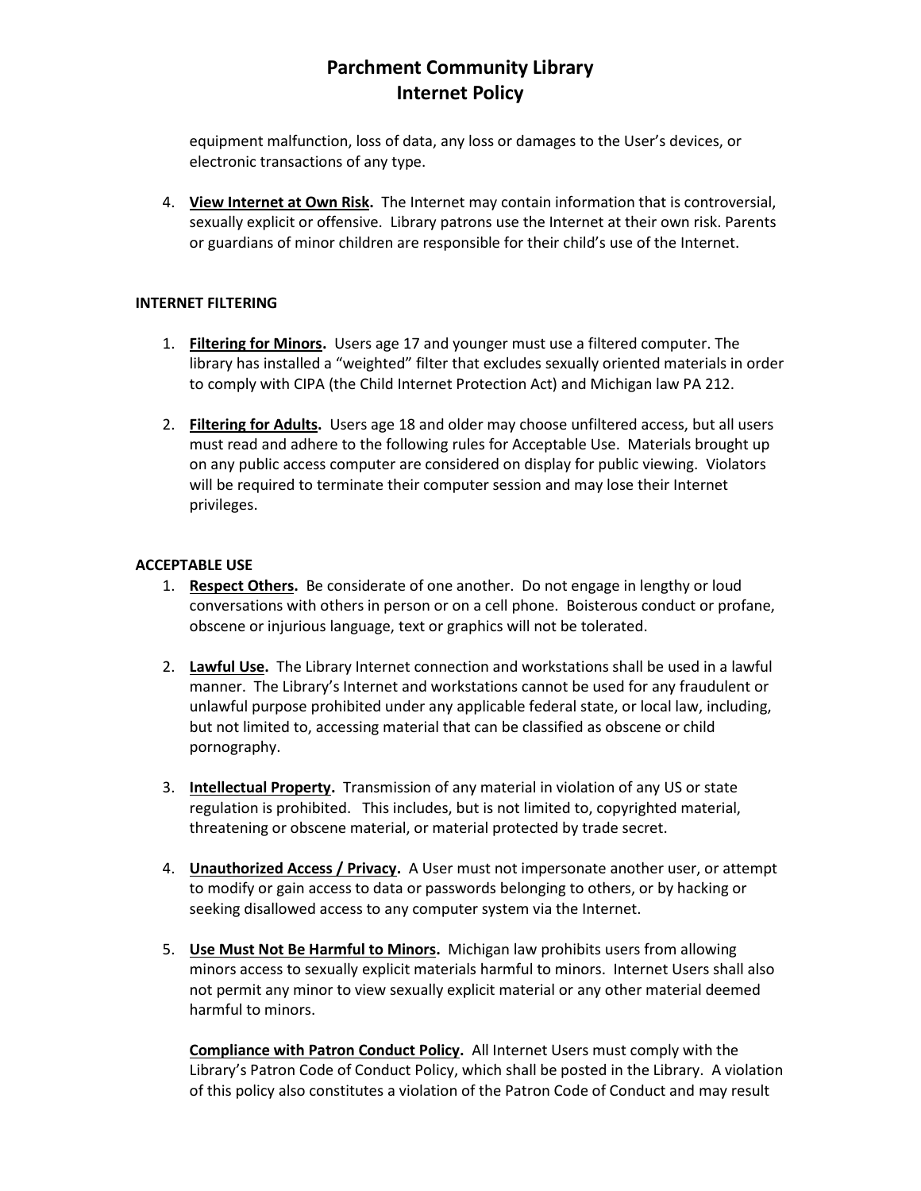equipment malfunction, loss of data, any loss or damages to the User's devices, or electronic transactions of any type.

4. **View Internet at Own Risk.** The Internet may contain information that is controversial, sexually explicit or offensive. Library patrons use the Internet at their own risk. Parents or guardians of minor children are responsible for their child's use of the Internet.

## INTERNET FILTERING

1. **Filtering for Minors.** Users age 17 and younger must use a filtered computer. The library has installed a "weighted" filter that excludes sexually oriented materials in order to comply with CIPA (the Child Internet Protection Act) and Michigan law PA 212.

2. **Filtering for Adults.** Users age 18 and older may choose unfiltered access, but all users must read and adhere to the following rules for Acceptable Use. Materials brought up on any public access computer are considered on display for public viewing. Violators will be required to terminate their computer session and may lose their Internet privileges.

## ACCEPTABLE USE

1. **Respect Others.** Be considerate of one another. Do not engage in lengthy or loud conversations with others in person or on a cell phone. Boisterous conduct or profane, obscene or injurious language, text or graphics will not be tolerated.

2. **Lawful Use.** The Library Internet connection and workstations shall be used in a lawful manner. The Library's Internet and workstations cannot be used for any fraudulent or unlawful purpose prohibited under any applicable federal state, or local law, including, but not limited to, accessing material that can be classified as obscene or child pornography.

3. **Intellectual Property.** Transmission of any material in violation of any US or state regulation is prohibited. This includes, but is not limited to, copyrighted material, threatening or obscene material, or material protected by trade secret.

4. **Unauthorized Access / Privacy.** A User must not impersonate another user, or attempt to modify or gain access to data or passwords belonging to others, or by hacking or seeking disallowed access to any computer system via the Internet.

5. **Use Must Not Be Harmful to Minors.** Michigan law prohibits users from allowing minors access to sexually explicit materials harmful to minors. Internet Users shall also not permit any minor to view sexually explicit material or any other material deemed harmful to minors.

   **Compliance with Patron Conduct Policy.** All Internet Users must comply with the Library's Patron Code of Conduct Policy, which shall be posted in the Library. A violation of this policy also constitutes a violation of the Patron Code of Conduct and may result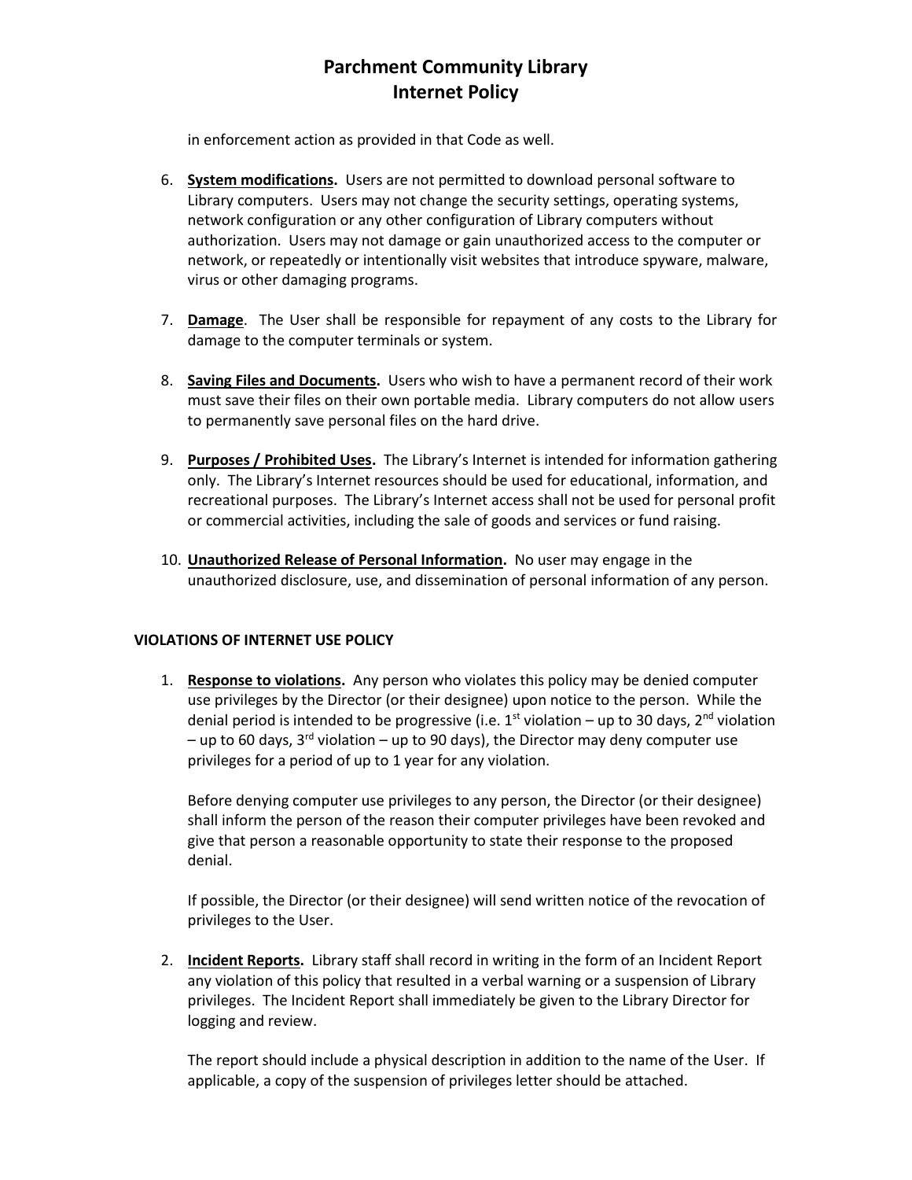in enforcement action as provided in that Code as well.

6. **System modifications.** Users are not permitted to download personal software to Library computers. Users may not change the security settings, operating systems, network configuration or any other configuration of Library computers without authorization. Users may not damage or gain unauthorized access to the computer or network, or repeatedly or intentionally visit websites that introduce spyware, malware, virus or other damaging programs.

7. **Damage**. The User shall be responsible for repayment of any costs to the Library for damage to the computer terminals or system.

8. **Saving Files and Documents.** Users who wish to have a permanent record of their work must save their files on their own portable media. Library computers do not allow users to permanently save personal files on the hard drive.

9. **Purposes / Prohibited Uses.** The Library's Internet is intended for information gathering only. The Library's Internet resources should be used for educational, information, and recreational purposes. The Library's Internet access shall not be used for personal profit or commercial activities, including the sale of goods and services or fund raising.

10. **Unauthorized Release of Personal Information.** No user may engage in the unauthorized disclosure, use, and dissemination of personal information of any person.

**VIOLATIONS OF INTERNET USE POLICY**

1. **Response to violations.** Any person who violates this policy may be denied computer use privileges by the Director (or their designee) upon notice to the person. While the denial period is intended to be progressive (i.e. 1st violation – up to 30 days, 2nd violation – up to 60 days, 3rd violation – up to 90 days), the Director may deny computer use privileges for a period of up to 1 year for any violation.

   Before denying computer use privileges to any person, the Director (or their designee) shall inform the person of the reason their computer privileges have been revoked and give that person a reasonable opportunity to state their response to the proposed denial.

   If possible, the Director (or their designee) will send written notice of the revocation of privileges to the User.

2. **Incident Reports.** Library staff shall record in writing in the form of an Incident Report any violation of this policy that resulted in a verbal warning or a suspension of Library privileges. The Incident Report shall immediately be given to the Library Director for logging and review.

   The report should include a physical description in addition to the name of the User. If applicable, a copy of the suspension of privileges letter should be attached.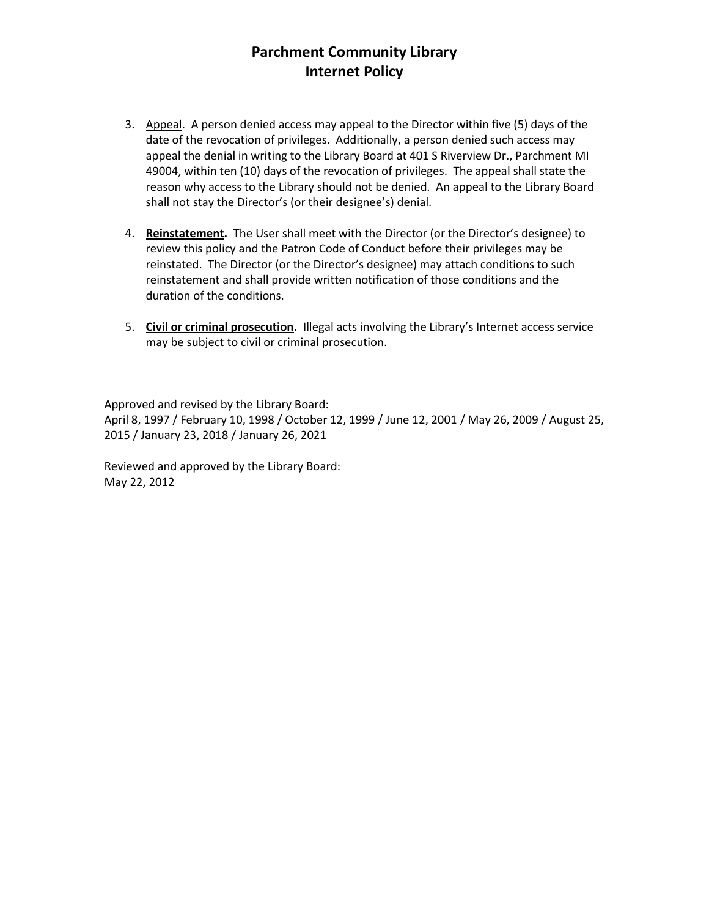3. Appeal. A person denied access may appeal to the Director within five (5) days of the date of the revocation of privileges. Additionally, a person denied such access may appeal the denial in writing to the Library Board at 401 S Riverview Dr., Parchment MI 49004, within ten (10) days of the revocation of privileges. The appeal shall state the reason why access to the Library should not be denied. An appeal to the Library Board shall not stay the Director's (or their designee's) denial.

4. **Reinstatement.** The User shall meet with the Director (or the Director's designee) to review this policy and the Patron Code of Conduct before their privileges may be reinstated. The Director (or the Director's designee) may attach conditions to such reinstatement and shall provide written notification of those conditions and the duration of the conditions.

5. **Civil or criminal prosecution.** Illegal acts involving the Library's Internet access service may be subject to civil or criminal prosecution.

Approved and revised by the Library Board:
April 8, 1997 / February 10, 1998 / October 12, 1999 / June 12, 2001 / May 26, 2009 / August 25, 2015 / January 23, 2018 / January 26, 2021

Reviewed and approved by the Library Board:
May 22, 2012